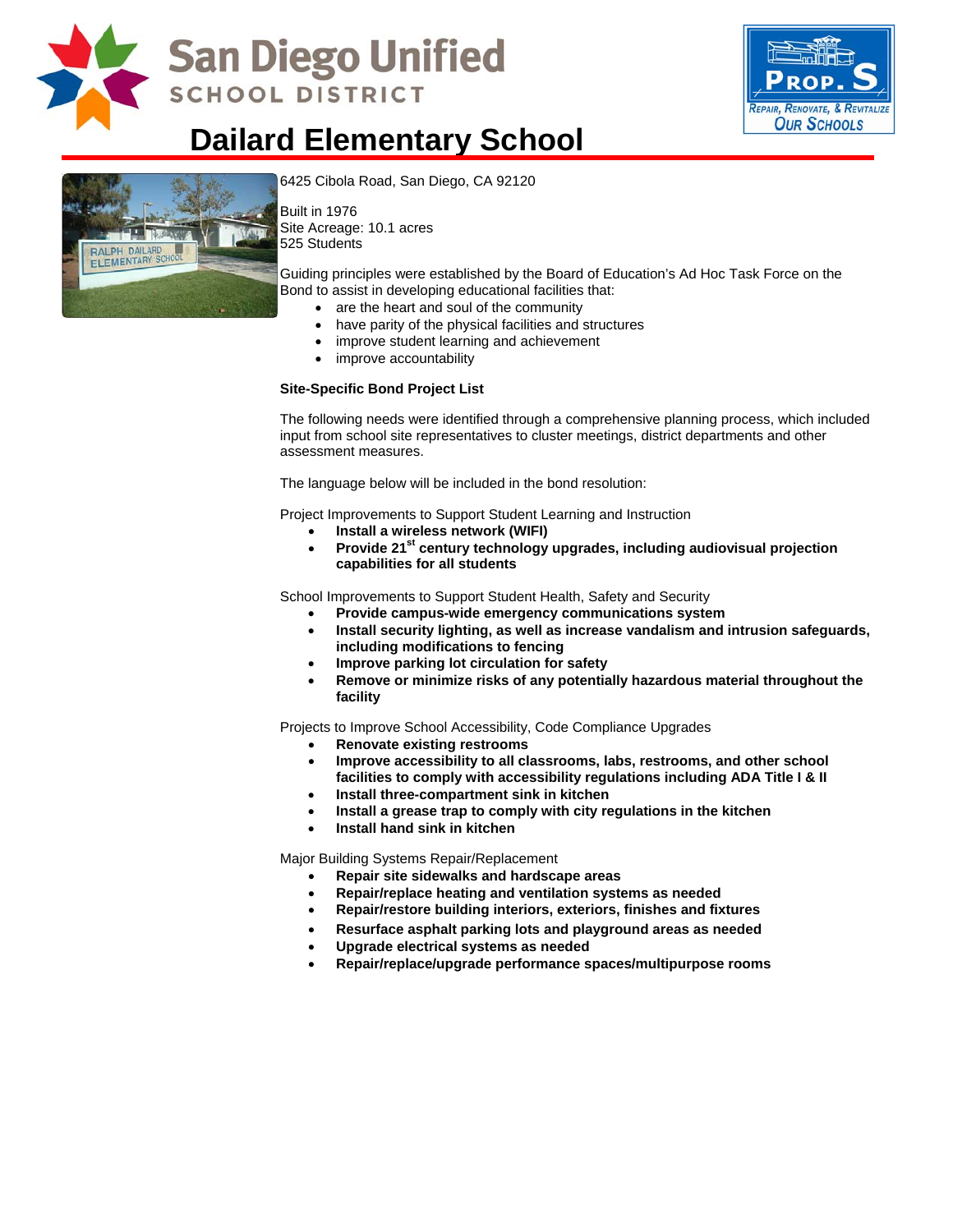# Dailard Elementary School

6425 Cibola Road, San Diego, CA 92120

Built in 1976
Site Acreage: 10.1 acres
525 Students

Guiding principles were established by the Board of Education's Ad Hoc Task Force on the Bond to assist in developing educational facilities that:

- are the heart and soul of the community
- have parity of the physical facilities and structures
- improve student learning and achievement
- improve accountability

**Site-Specific Bond Project List**

The following needs were identified through a comprehensive planning process, which included input from school site representatives to cluster meetings, district departments and other assessment measures.

The language below will be included in the bond resolution:

Project Improvements to Support Student Learning and Instruction

- **Install a wireless network (WIFI)**
- **Provide 21st century technology upgrades, including audiovisual projection capabilities for all students**

School Improvements to Support Student Health, Safety and Security

- **Provide campus-wide emergency communications system**
- **Install security lighting, as well as increase vandalism and intrusion safeguards, including modifications to fencing**
- **Improve parking lot circulation for safety**
- **Remove or minimize risks of any potentially hazardous material throughout the facility**

Projects to Improve School Accessibility, Code Compliance Upgrades

- **Renovate existing restrooms**
- **Improve accessibility to all classrooms, labs, restrooms, and other school facilities to comply with accessibility regulations including ADA Title I & II**
- **Install three-compartment sink in kitchen**
- **Install a grease trap to comply with city regulations in the kitchen**
- **Install hand sink in kitchen**

Major Building Systems Repair/Replacement

- **Repair site sidewalks and hardscape areas**
- **Repair/replace heating and ventilation systems as needed**
- **Repair/restore building interiors, exteriors, finishes and fixtures**
- **Resurface asphalt parking lots and playground areas as needed**
- **Upgrade electrical systems as needed**
- **Repair/replace/upgrade performance spaces/multipurpose rooms**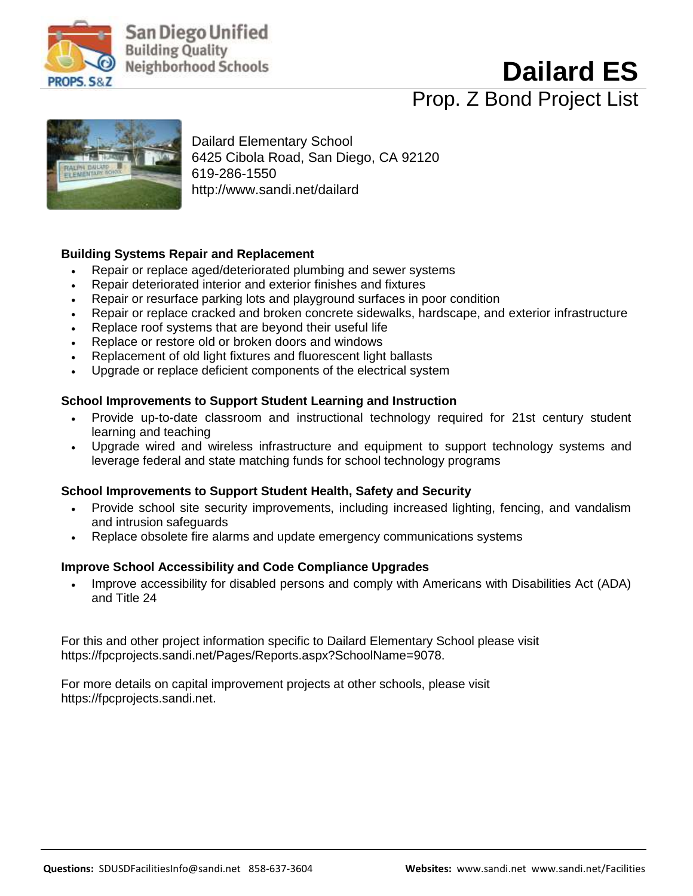# Dailard ES

## Prop. Z Bond Project List

Dailard Elementary School
6425 Cibola Road, San Diego, CA 92120
619-286-1550
http://www.sandi.net/dailard

**Building Systems Repair and Replacement**

- Repair or replace aged/deteriorated plumbing and sewer systems
- Repair deteriorated interior and exterior finishes and fixtures
- Repair or resurface parking lots and playground surfaces in poor condition
- Repair or replace cracked and broken concrete sidewalks, hardscape, and exterior infrastructure
- Replace roof systems that are beyond their useful life
- Replace or restore old or broken doors and windows
- Replacement of old light fixtures and fluorescent light ballasts
- Upgrade or replace deficient components of the electrical system

**School Improvements to Support Student Learning and Instruction**

- Provide up-to-date classroom and instructional technology required for 21st century student learning and teaching
- Upgrade wired and wireless infrastructure and equipment to support technology systems and leverage federal and state matching funds for school technology programs

**School Improvements to Support Student Health, Safety and Security**

- Provide school site security improvements, including increased lighting, fencing, and vandalism and intrusion safeguards
- Replace obsolete fire alarms and update emergency communications systems

**Improve School Accessibility and Code Compliance Upgrades**

- Improve accessibility for disabled persons and comply with Americans with Disabilities Act (ADA) and Title 24

For this and other project information specific to Dailard Elementary School please visit https://fpcprojects.sandi.net/Pages/Reports.aspx?SchoolName=9078.

For more details on capital improvement projects at other schools, please visit https://fpcprojects.sandi.net.

**Questions:** SDUSDFacilitiesInfo@sandi.net 858-637-3604 **Websites:** www.sandi.net www.sandi.net/Facilities